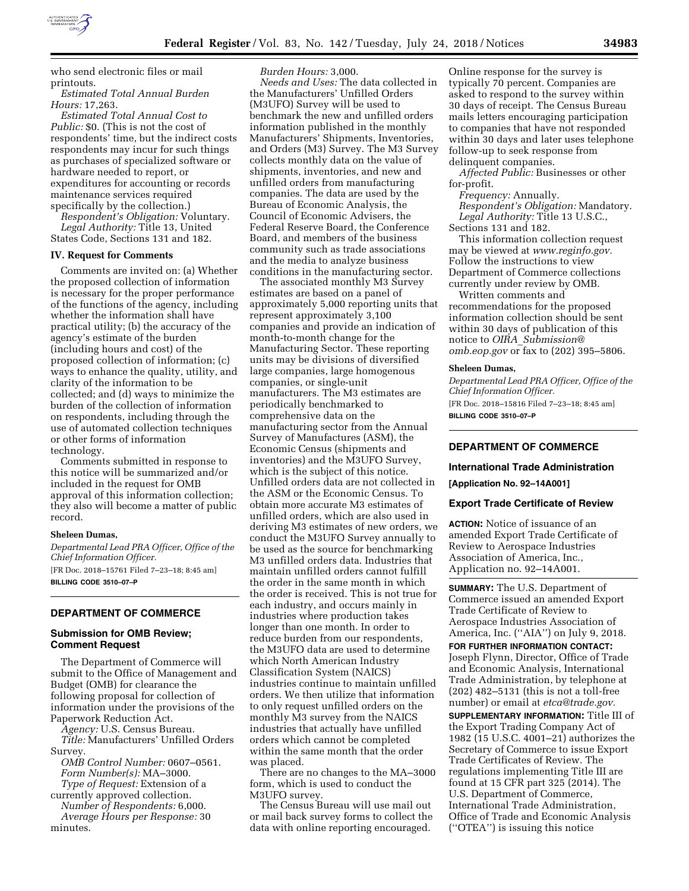who send electronic files or mail printouts.

*Estimated Total Annual Burden Hours:* 17,263.

*Estimated Total Annual Cost to Public:* $0. (This is not the cost of respondents' time, but the indirect costs respondents may incur for such things as purchases of specialized software or hardware needed to report, or expenditures for accounting or records maintenance services required specifically by the collection.)

*Respondent's Obligation:* Voluntary.

*Legal Authority:* Title 13, United States Code, Sections 131 and 182.

### IV. Request for Comments

Comments are invited on: (a) Whether the proposed collection of information is necessary for the proper performance of the functions of the agency, including whether the information shall have practical utility; (b) the accuracy of the agency's estimate of the burden (including hours and cost) of the proposed collection of information; (c) ways to enhance the quality, utility, and clarity of the information to be collected; and (d) ways to minimize the burden of the collection of information on respondents, including through the use of automated collection techniques or other forms of information technology.

Comments submitted in response to this notice will be summarized and/or included in the request for OMB approval of this information collection; they also will become a matter of public record.

**Sheleen Dumas,**

*Departmental Lead PRA Officer, Office of the Chief Information Officer.*

[FR Doc. 2018–15761 Filed 7–23–18; 8:45 am]

**BILLING CODE 3510–07–P**

## DEPARTMENT OF COMMERCE

### Submission for OMB Review; Comment Request

The Department of Commerce will submit to the Office of Management and Budget (OMB) for clearance the following proposal for collection of information under the provisions of the Paperwork Reduction Act.

*Agency:* U.S. Census Bureau.

*Title:* Manufacturers' Unfilled Orders Survey.

*OMB Control Number:* 0607–0561.

*Form Number(s):* MA–3000.

*Type of Request:* Extension of a currently approved collection.

*Number of Respondents:* 6,000.

*Average Hours per Response:* 30 minutes.

*Burden Hours:* 3,000.

*Needs and Uses:* The data collected in the Manufacturers' Unfilled Orders (M3UFO) Survey will be used to benchmark the new and unfilled orders information published in the monthly Manufacturers' Shipments, Inventories, and Orders (M3) Survey. The M3 Survey collects monthly data on the value of shipments, inventories, and new and unfilled orders from manufacturing companies. The data are used by the Bureau of Economic Analysis, the Council of Economic Advisers, the Federal Reserve Board, the Conference Board, and members of the business community such as trade associations and the media to analyze business conditions in the manufacturing sector.

The associated monthly M3 Survey estimates are based on a panel of approximately 5,000 reporting units that represent approximately 3,100 companies and provide an indication of month-to-month change for the Manufacturing Sector. These reporting units may be divisions of diversified large companies, large homogenous companies, or single-unit manufacturers. The M3 estimates are periodically benchmarked to comprehensive data on the manufacturing sector from the Annual Survey of Manufactures (ASM), the Economic Census (shipments and inventories) and the M3UFO Survey, which is the subject of this notice. Unfilled orders data are not collected in the ASM or the Economic Census. To obtain more accurate M3 estimates of unfilled orders, which are also used in deriving M3 estimates of new orders, we conduct the M3UFO Survey annually to be used as the source for benchmarking M3 unfilled orders data. Industries that maintain unfilled orders cannot fulfill the order in the same month in which the order is received. This is not true for each industry, and occurs mainly in industries where production takes longer than one month. In order to reduce burden from our respondents, the M3UFO data are used to determine which North American Industry Classification System (NAICS) industries continue to maintain unfilled orders. We then utilize that information to only request unfilled orders on the monthly M3 survey from the NAICS industries that actually have unfilled orders which cannot be completed within the same month that the order was placed.

There are no changes to the MA–3000 form, which is used to conduct the M3UFO survey.

The Census Bureau will use mail out or mail back survey forms to collect the data with online reporting encouraged. Online response for the survey is typically 70 percent. Companies are asked to respond to the survey within 30 days of receipt. The Census Bureau mails letters encouraging participation to companies that have not responded within 30 days and later uses telephone follow-up to seek response from delinquent companies.

*Affected Public:* Businesses or other for-profit.

*Frequency:* Annually.

*Respondent's Obligation:* Mandatory.

*Legal Authority:* Title 13 U.S.C., Sections 131 and 182.

This information collection request may be viewed at *www.reginfo.gov*. Follow the instructions to view Department of Commerce collections currently under review by OMB.

Written comments and recommendations for the proposed information collection should be sent within 30 days of publication of this notice to *OIRA_Submission@omb.eop.gov* or fax to (202) 395–5806.

**Sheleen Dumas,**

*Departmental Lead PRA Officer, Office of the Chief Information Officer.*

[FR Doc. 2018–15816 Filed 7–23–18; 8:45 am]

**BILLING CODE 3510–07–P**

## DEPARTMENT OF COMMERCE

### International Trade Administration

**[Application No. 92–14A001]**

### Export Trade Certificate of Review

**ACTION:** Notice of issuance of an amended Export Trade Certificate of Review to Aerospace Industries Association of America, Inc., Application no. 92–14A001.

**SUMMARY:** The U.S. Department of Commerce issued an amended Export Trade Certificate of Review to Aerospace Industries Association of America, Inc. (''AIA'') on July 9, 2018.

**FOR FURTHER INFORMATION CONTACT:** Joseph Flynn, Director, Office of Trade and Economic Analysis, International Trade Administration, by telephone at (202) 482–5131 (this is not a toll-free number) or email at *etca@trade.gov*.

**SUPPLEMENTARY INFORMATION:** Title III of the Export Trading Company Act of 1982 (15 U.S.C. 4001–21) authorizes the Secretary of Commerce to issue Export Trade Certificates of Review. The regulations implementing Title III are found at 15 CFR part 325 (2014). The U.S. Department of Commerce, International Trade Administration, Office of Trade and Economic Analysis (''OTEA'') is issuing this notice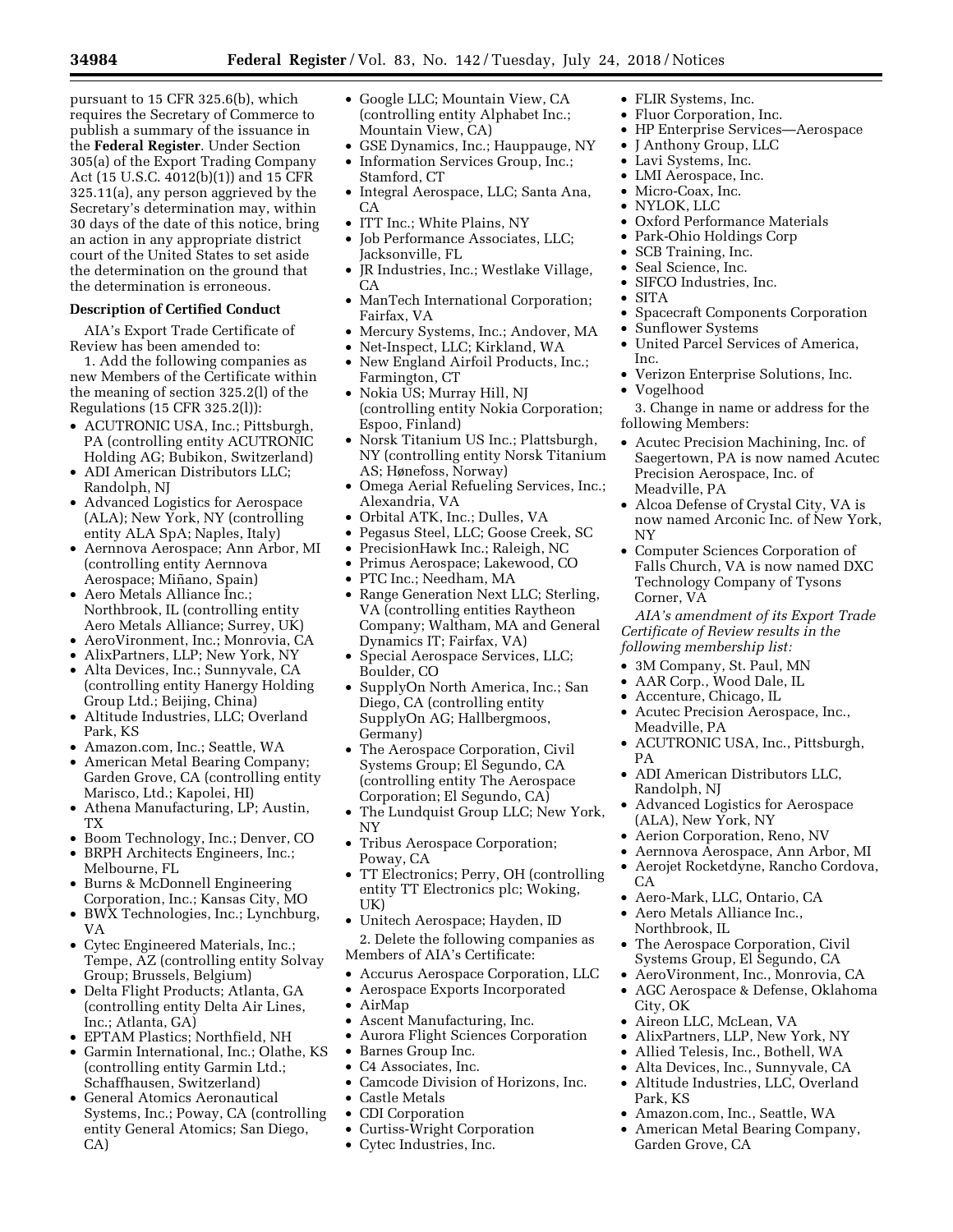pursuant to 15 CFR 325.6(b), which requires the Secretary of Commerce to publish a summary of the issuance in the **Federal Register**. Under Section 305(a) of the Export Trading Company Act (15 U.S.C. 4012(b)(1)) and 15 CFR 325.11(a), any person aggrieved by the Secretary's determination may, within 30 days of the date of this notice, bring an action in any appropriate district court of the United States to set aside the determination on the ground that the determination is erroneous.

**Description of Certified Conduct**

AIA's Export Trade Certificate of Review has been amended to:

1. Add the following companies as new Members of the Certificate within the meaning of section 325.2(l) of the Regulations (15 CFR 325.2(l)):

- ACUTRONIC USA, Inc.; Pittsburgh, PA (controlling entity ACUTRONIC Holding AG; Bubikon, Switzerland)
- ADI American Distributors LLC; Randolph, NJ
- Advanced Logistics for Aerospace (ALA); New York, NY (controlling entity ALA SpA; Naples, Italy)
- Aernnova Aerospace; Ann Arbor, MI (controlling entity Aernnova Aerospace; Miñano, Spain)
- Aero Metals Alliance Inc.; Northbrook, IL (controlling entity Aero Metals Alliance; Surrey, UK)
- AeroVironment, Inc.; Monrovia, CA
- AlixPartners, LLP; New York, NY
- Alta Devices, Inc.; Sunnyvale, CA (controlling entity Hanergy Holding Group Ltd.; Beijing, China)
- Altitude Industries, LLC; Overland Park, KS
- Amazon.com, Inc.; Seattle, WA
- American Metal Bearing Company; Garden Grove, CA (controlling entity Marisco, Ltd.; Kapolei, HI)
- Athena Manufacturing, LP; Austin, TX
- Boom Technology, Inc.; Denver, CO
- BRPH Architects Engineers, Inc.; Melbourne, FL
- Burns & McDonnell Engineering Corporation, Inc.; Kansas City, MO
- BWX Technologies, Inc.; Lynchburg, VA
- Cytec Engineered Materials, Inc.; Tempe, AZ (controlling entity Solvay Group; Brussels, Belgium)
- Delta Flight Products; Atlanta, GA (controlling entity Delta Air Lines, Inc.; Atlanta, GA)
- EPTAM Plastics; Northfield, NH
- Garmin International, Inc.; Olathe, KS (controlling entity Garmin Ltd.; Schaffhausen, Switzerland)
- General Atomics Aeronautical Systems, Inc.; Poway, CA (controlling entity General Atomics; San Diego, CA)
- Google LLC; Mountain View, CA (controlling entity Alphabet Inc.; Mountain View, CA)
- GSE Dynamics, Inc.; Hauppauge, NY
- Information Services Group, Inc.; Stamford, CT
- Integral Aerospace, LLC; Santa Ana, CA
- ITT Inc.; White Plains, NY
- Job Performance Associates, LLC; Jacksonville, FL
- JR Industries, Inc.; Westlake Village, CA
- ManTech International Corporation; Fairfax, VA
- Mercury Systems, Inc.; Andover, MA
- Net-Inspect, LLC; Kirkland, WA
- New England Airfoil Products, Inc.; Farmington, CT
- Nokia US; Murray Hill, NJ (controlling entity Nokia Corporation; Espoo, Finland)
- Norsk Titanium US Inc.; Plattsburgh, NY (controlling entity Norsk Titanium AS; Hønefoss, Norway)
- Omega Aerial Refueling Services, Inc.; Alexandria, VA
- Orbital ATK, Inc.; Dulles, VA
- Pegasus Steel, LLC; Goose Creek, SC
- PrecisionHawk Inc.; Raleigh, NC
- Primus Aerospace; Lakewood, CO
- PTC Inc.; Needham, MA
- Range Generation Next LLC; Sterling, VA (controlling entities Raytheon Company; Waltham, MA and General Dynamics IT; Fairfax, VA)
- Special Aerospace Services, LLC; Boulder, CO
- SupplyOn North America, Inc.; San Diego, CA (controlling entity SupplyOn AG; Hallbergmoos, Germany)
- The Aerospace Corporation, Civil Systems Group; El Segundo, CA (controlling entity The Aerospace Corporation; El Segundo, CA)
- The Lundquist Group LLC; New York, NY
- Tribus Aerospace Corporation; Poway, CA
- TT Electronics; Perry, OH (controlling entity TT Electronics plc; Woking, UK)
- Unitech Aerospace; Hayden, ID

2. Delete the following companies as Members of AIA's Certificate:

- Accurus Aerospace Corporation, LLC
- Aerospace Exports Incorporated
- AirMap
- Ascent Manufacturing, Inc.
- Aurora Flight Sciences Corporation
- Barnes Group Inc.
- C4 Associates, Inc.
- Camcode Division of Horizons, Inc.
- Castle Metals
- CDI Corporation
- Curtiss-Wright Corporation
- Cytec Industries, Inc.
- FLIR Systems, Inc.
- Fluor Corporation, Inc.
- HP Enterprise Services—Aerospace
- J Anthony Group, LLC
- Lavi Systems, Inc.
- LMI Aerospace, Inc.
- Micro-Coax, Inc.
- NYLOK, LLC
- Oxford Performance Materials
- Park-Ohio Holdings Corp
- SCB Training, Inc.
- Seal Science, Inc.
- SIFCO Industries, Inc.
- SITA
- Spacecraft Components Corporation
- Sunflower Systems
- United Parcel Services of America, Inc.
- Verizon Enterprise Solutions, Inc.
- Vogelhood

3. Change in name or address for the following Members:

- Acutec Precision Machining, Inc. of Saegertown, PA is now named Acutec Precision Aerospace, Inc. of Meadville, PA
- Alcoa Defense of Crystal City, VA is now named Arconic Inc. of New York, NY
- Computer Sciences Corporation of Falls Church, VA is now named DXC Technology Company of Tysons Corner, VA

*AIA's amendment of its Export Trade Certificate of Review results in the following membership list:*

- 3M Company, St. Paul, MN
- AAR Corp., Wood Dale, IL
- Accenture, Chicago, IL
- Acutec Precision Aerospace, Inc., Meadville, PA
- ACUTRONIC USA, Inc., Pittsburgh, PA
- ADI American Distributors LLC, Randolph, NJ
- Advanced Logistics for Aerospace (ALA), New York, NY
- Aerion Corporation, Reno, NV
- Aernnova Aerospace, Ann Arbor, MI
- Aerojet Rocketdyne, Rancho Cordova, CA
- Aero-Mark, LLC, Ontario, CA
- Aero Metals Alliance Inc., Northbrook, IL
- The Aerospace Corporation, Civil Systems Group, El Segundo, CA
- AeroVironment, Inc., Monrovia, CA
- AGC Aerospace & Defense, Oklahoma City, OK
- Aireon LLC, McLean, VA
- AlixPartners, LLP, New York, NY
- Allied Telesis, Inc., Bothell, WA
- Alta Devices, Inc., Sunnyvale, CA
- Altitude Industries, LLC, Overland Park, KS
- Amazon.com, Inc., Seattle, WA
- American Metal Bearing Company, Garden Grove, CA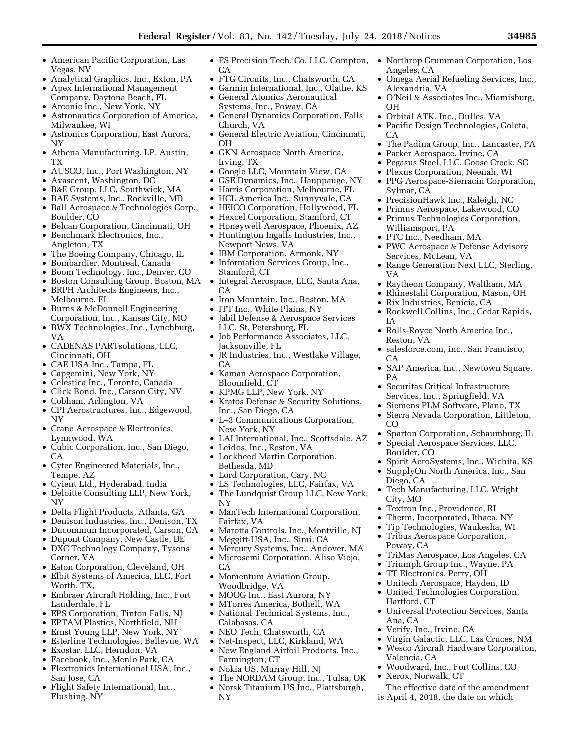- American Pacific Corporation, Las Vegas, NV
- Analytical Graphics, Inc., Exton, PA
- Apex International Management Company, Daytona Beach, FL
- Arconic Inc., New York, NY
- Astronautics Corporation of America, Milwaukee, WI
- Astronics Corporation, East Aurora, NY
- Athena Manufacturing, LP, Austin, TX
- AUSCO, Inc., Port Washington, NY
- Avascent, Washington, DC
- B&E Group, LLC, Southwick, MA
- BAE Systems, Inc., Rockville, MD
- Ball Aerospace & Technologies Corp., Boulder, CO
- Belcan Corporation, Cincinnati, OH
- Benchmark Electronics, Inc., Angleton, TX
- The Boeing Company, Chicago, IL
- Bombardier, Montreal, Canada
- Boom Technology, Inc., Denver, CO
- Boston Consulting Group, Boston, MA
- BRPH Architects Engineers, Inc., Melbourne, FL
- Burns & McDonnell Engineering Corporation, Inc., Kansas City, MO
- BWX Technologies, Inc., Lynchburg, VA
- CADENAS PARTsolutions, LLC, Cincinnati, OH
- CAE USA Inc., Tampa, FL
- Capgemini, New York, NY
- Celestica Inc., Toronto, Canada
- Click Bond, Inc., Carson City, NV
- Cobham, Arlington, VA
- CPI Aerostructures, Inc., Edgewood, NY
- Crane Aerospace & Electronics, Lynnwood, WA
- Cubic Corporation, Inc., San Diego, CA
- Cytec Engineered Materials, Inc., Tempe, AZ
- Cyient Ltd., Hyderabad, India
- Deloitte Consulting LLP, New York, NY
- Delta Flight Products, Atlanta, GA
- Denison Industries, Inc., Denison, TX
- Ducommun Incorporated, Carson, CA
- Dupont Company, New Castle, DE
- DXC Technology Company, Tysons Corner, VA
- Eaton Corporation, Cleveland, OH
- Elbit Systems of America, LLC, Fort Worth, TX,
- Embraer Aircraft Holding, Inc., Fort Lauderdale, FL
- EPS Corporation, Tinton Falls, NJ
- EPTAM Plastics, Northfield, NH
- Ernst Young LLP, New York, NY
- Esterline Technologies, Bellevue, WA
- Exostar, LLC, Herndon, VA
- Facebook, Inc., Menlo Park, CA
- Flextronics International USA, Inc., San Jose, CA
- Flight Safety International, Inc., Flushing, NY
- FS Precision Tech, Co. LLC, Compton, CA
- FTG Circuits, Inc., Chatsworth, CA
- Garmin International, Inc., Olathe, KS
- General Atomics Aeronautical Systems, Inc., Poway, CA
- General Dynamics Corporation, Falls Church, VA
- General Electric Aviation, Cincinnati, OH
- GKN Aerospace North America, Irving, TX
- Google LLC, Mountain View, CA
- GSE Dynamics, Inc., Hauppauge, NY
- Harris Corporation, Melbourne, FL
- HCL America Inc., Sunnyvale, CA
- HEICO Corporation, Hollywood, FL
- Hexcel Corporation, Stamford, CT
- Honeywell Aerospace, Phoenix, AZ
- Huntington Ingalls Industries, Inc., Newport News, VA
- IBM Corporation, Armonk, NY
- Information Services Group, Inc., Stamford, CT
- Integral Aerospace, LLC, Santa Ana, CA
- Iron Mountain, Inc., Boston, MA
- ITT Inc., White Plains, NY
- Jabil Defense & Aerospace Services LLC, St. Petersburg, FL
- Job Performance Associates, LLC, Jacksonville, FL
- JR Industries, Inc., Westlake Village, CA
- Kaman Aerospace Corporation, Bloomfield, CT
- KPMG LLP, New York, NY
- Kratos Defense & Security Solutions, Inc., San Diego, CA
- L–3 Communications Corporation, New York, NY
- LAI International, Inc., Scottsdale, AZ
- Leidos, Inc., Reston, VA
- Lockheed Martin Corporation, Bethesda, MD
- Lord Corporation, Cary, NC
- LS Technologies, LLC, Fairfax, VA
- The Lundquist Group LLC, New York, NY
- ManTech International Corporation, Fairfax, VA
- Marotta Controls, Inc., Montville, NJ
- Meggitt-USA, Inc., Simi, CA
- Mercury Systems, Inc., Andover, MA
- Microsemi Corporation, Aliso Viejo, CA
- Momentum Aviation Group, Woodbridge, VA
- MOOG Inc., East Aurora, NY
- MTorres America, Bothell, WA
- National Technical Systems, Inc., Calabasas, CA
- NEO Tech, Chatsworth, CA
- Net-Inspect, LLC, Kirkland, WA
- New England Airfoil Products, Inc., Farmington, CT
- Nokia US, Murray Hill, NJ
- The NORDAM Group, Inc., Tulsa, OK
- Norsk Titanium US Inc., Plattsburgh, NY
- Northrop Grumman Corporation, Los Angeles, CA
- Omega Aerial Refueling Services, Inc., Alexandria, VA
- O'Neil & Associates Inc., Miamisburg, OH
- Orbital ATK, Inc., Dulles, VA
- Pacific Design Technologies, Goleta, CA
- The Padina Group, Inc., Lancaster, PA
- Parker Aerospace, Irvine, CA
- Pegasus Steel, LLC, Goose Creek, SC
- Plexus Corporation, Neenah, WI
- PPG Aerospace-Sierracin Corporation, Sylmar, CA
- PrecisionHawk Inc., Raleigh, NC
- Primus Aerospace, Lakewood, CO
- Primus Technologies Corporation, Williamsport, PA
- PTC Inc., Needham, MA
- PWC Aerospace & Defense Advisory Services, McLean, VA
- Range Generation Next LLC, Sterling, VA
- Raytheon Company, Waltham, MA
- Rhinestahl Corporation, Mason, OH
- Rix Industries, Benicia, CA
- Rockwell Collins, Inc., Cedar Rapids, IA
- Rolls-Royce North America Inc., Reston, VA
- salesforce.com, inc., San Francisco, CA
- SAP America, Inc., Newtown Square, PA
- Securitas Critical Infrastructure Services, Inc., Springfield, VA
- Siemens PLM Software, Plano, TX
- Sierra Nevada Corporation, Littleton, CO
- Sparton Corporation, Schaumburg, IL
- Special Aerospace Services, LLC, Boulder, CO
- Spirit AeroSystems, Inc., Wichita, KS
- SupplyOn North America, Inc., San Diego, CA
- Tech Manufacturing, LLC, Wright City, MO
- Textron Inc., Providence, RI
- Therm, Incorporated, Ithaca, NY
- Tip Technologies, Waukesha, WI
- Tribus Aerospace Corporation, Poway, CA
- TriMas Aerospace, Los Angeles, CA
- Triumph Group Inc., Wayne, PA
- TT Electronics, Perry, OH
- Unitech Aerospace, Hayden, ID
- United Technologies Corporation, Hartford, CT
- Universal Protection Services, Santa Ana, CA
- Verify, Inc., Irvine, CA
- Virgin Galactic, LLC, Las Cruces, NM
- Wesco Aircraft Hardware Corporation, Valencia, CA
- Woodward, Inc., Fort Collins, CO
- Xerox, Norwalk, CT

The effective date of the amendment is April 4, 2018, the date on which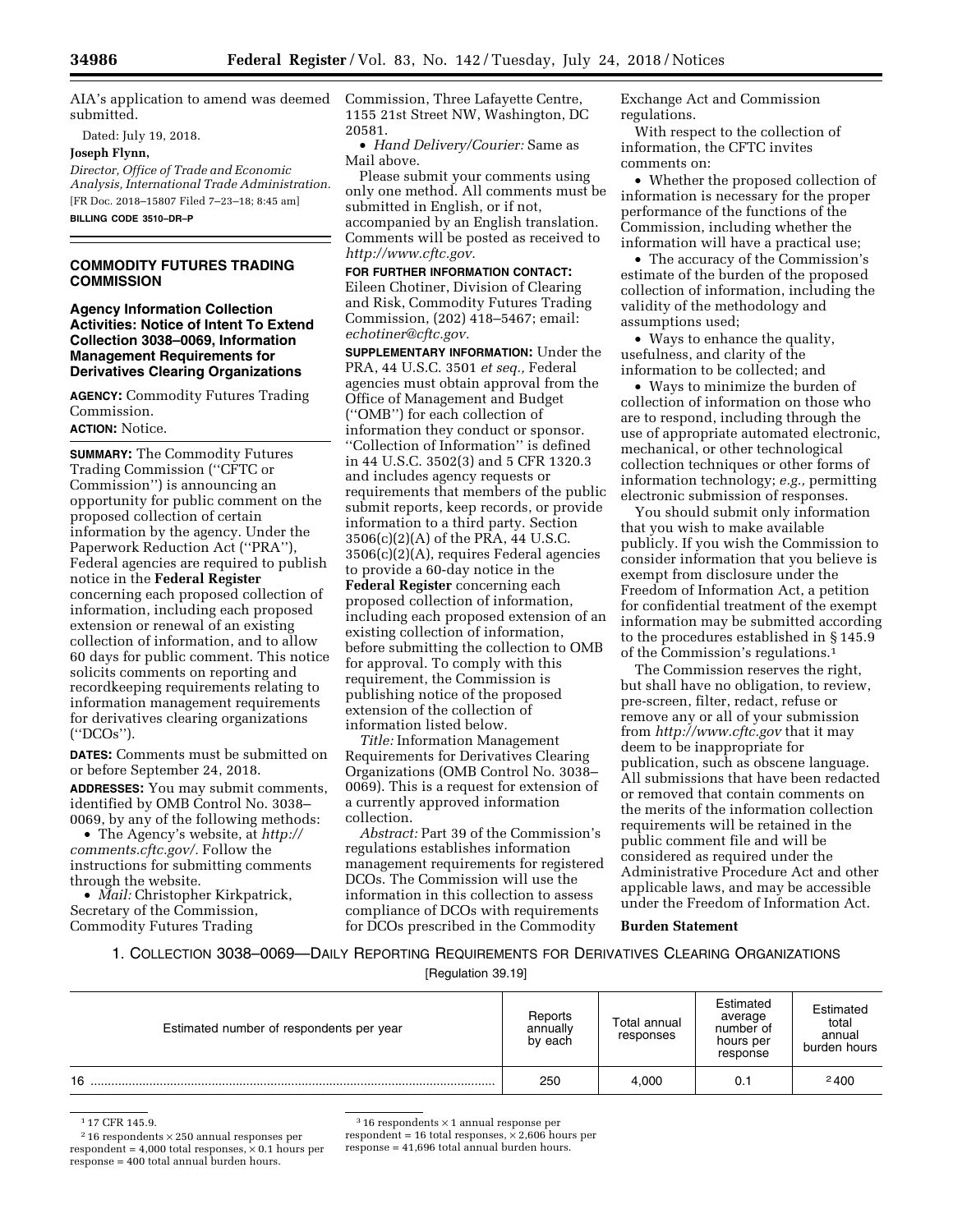AIA's application to amend was deemed submitted.

Dated: July 19, 2018.

**Joseph Flynn,**

*Director, Office of Trade and Economic Analysis, International Trade Administration.*

[FR Doc. 2018–15807 Filed 7–23–18; 8:45 am]

**BILLING CODE 3510–DR–P**

## COMMODITY FUTURES TRADING COMMISSION

### Agency Information Collection Activities: Notice of Intent To Extend Collection 3038–0069, Information Management Requirements for Derivatives Clearing Organizations

**AGENCY:** Commodity Futures Trading Commission.

**ACTION:** Notice.

**SUMMARY:** The Commodity Futures Trading Commission (''CFTC or Commission'') is announcing an opportunity for public comment on the proposed collection of certain information by the agency. Under the Paperwork Reduction Act (''PRA''), Federal agencies are required to publish notice in the **Federal Register** concerning each proposed collection of information, including each proposed extension or renewal of an existing collection of information, and to allow 60 days for public comment. This notice solicits comments on reporting and recordkeeping requirements relating to information management requirements for derivatives clearing organizations (''DCOs'').

**DATES:** Comments must be submitted on or before September 24, 2018.

**ADDRESSES:** You may submit comments, identified by OMB Control No. 3038–0069, by any of the following methods:

- The Agency's website, at *http://comments.cftc.gov/.* Follow the instructions for submitting comments through the website.
- *Mail:* Christopher Kirkpatrick, Secretary of the Commission, Commodity Futures Trading Commission, Three Lafayette Centre, 1155 21st Street NW, Washington, DC 20581.
- *Hand Delivery/Courier:* Same as Mail above.

Please submit your comments using only one method. All comments must be submitted in English, or if not, accompanied by an English translation. Comments will be posted as received to *http://www.cftc.gov.*

**FOR FURTHER INFORMATION CONTACT:** Eileen Chotiner, Division of Clearing and Risk, Commodity Futures Trading Commission, (202) 418–5467; email: *echotiner@cftc.gov*.

**SUPPLEMENTARY INFORMATION:** Under the PRA, 44 U.S.C. 3501 *et seq.,* Federal agencies must obtain approval from the Office of Management and Budget (''OMB'') for each collection of information they conduct or sponsor. ''Collection of Information'' is defined in 44 U.S.C. 3502(3) and 5 CFR 1320.3 and includes agency requests or requirements that members of the public submit reports, keep records, or provide information to a third party. Section 3506(c)(2)(A) of the PRA, 44 U.S.C. 3506(c)(2)(A), requires Federal agencies to provide a 60-day notice in the **Federal Register** concerning each proposed collection of information, including each proposed extension of an existing collection of information, before submitting the collection to OMB for approval. To comply with this requirement, the Commission is publishing notice of the proposed extension of the collection of information listed below.

*Title:* Information Management Requirements for Derivatives Clearing Organizations (OMB Control No. 3038–0069). This is a request for extension of a currently approved information collection.

*Abstract:* Part 39 of the Commission's regulations establishes information management requirements for registered DCOs. The Commission will use the information in this collection to assess compliance of DCOs with requirements for DCOs prescribed in the Commodity Exchange Act and Commission regulations.

With respect to the collection of information, the CFTC invites comments on:

- Whether the proposed collection of information is necessary for the proper performance of the functions of the Commission, including whether the information will have a practical use;
- The accuracy of the Commission's estimate of the burden of the proposed collection of information, including the validity of the methodology and assumptions used;
- Ways to enhance the quality, usefulness, and clarity of the information to be collected; and
- Ways to minimize the burden of collection of information on those who are to respond, including through the use of appropriate automated electronic, mechanical, or other technological collection techniques or other forms of information technology; *e.g.,* permitting electronic submission of responses.

You should submit only information that you wish to make available publicly. If you wish the Commission to consider information that you believe is exempt from disclosure under the Freedom of Information Act, a petition for confidential treatment of the exempt information may be submitted according to the procedures established in § 145.9 of the Commission's regulations.[1]

The Commission reserves the right, but shall have no obligation, to review, pre-screen, filter, redact, refuse or remove any or all of your submission from *http://www.cftc.gov* that it may deem to be inappropriate for publication, such as obscene language. All submissions that have been redacted or removed that contain comments on the merits of the information collection requirements will be retained in the public comment file and will be considered as required under the Administrative Procedure Act and other applicable laws, and may be accessible under the Freedom of Information Act.

**Burden Statement**

1. COLLECTION 3038–0069—DAILY REPORTING REQUIREMENTS FOR DERIVATIVES CLEARING ORGANIZATIONS

[Regulation 39.19]

| Estimated number of respondents per year | Reports annually by each | Total annual responses | Estimated average number of hours per response | Estimated total annual burden hours |
|---|---|---|---|---|
| 16 | 250 | 4,000 | 0.1 | [2] 400 |

[1] 17 CFR 145.9.

[2] 16 respondents × 250 annual responses per respondent = 4,000 total responses, × 0.1 hours per response = 400 total annual burden hours.

[3] 16 respondents × 1 annual response per respondent = 16 total responses, × 2,606 hours per response = 41,696 total annual burden hours.